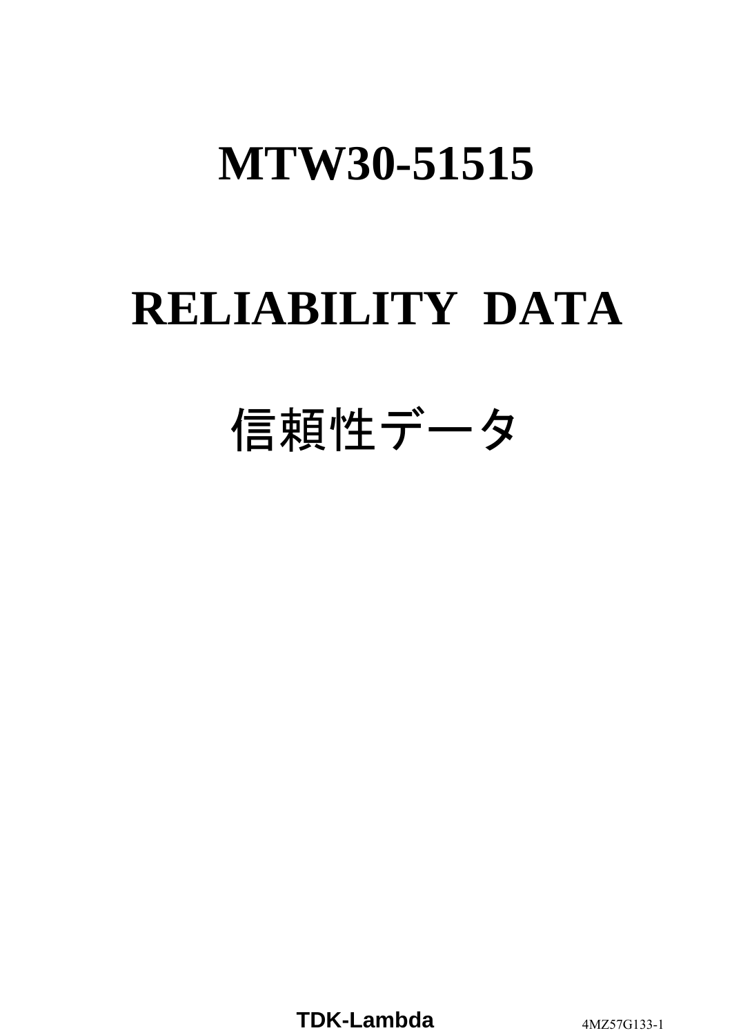# MTW30-51515

# RELIABILITY DATA

# 信頼性データ

**TDK-Lambda**

4MZ57G133-1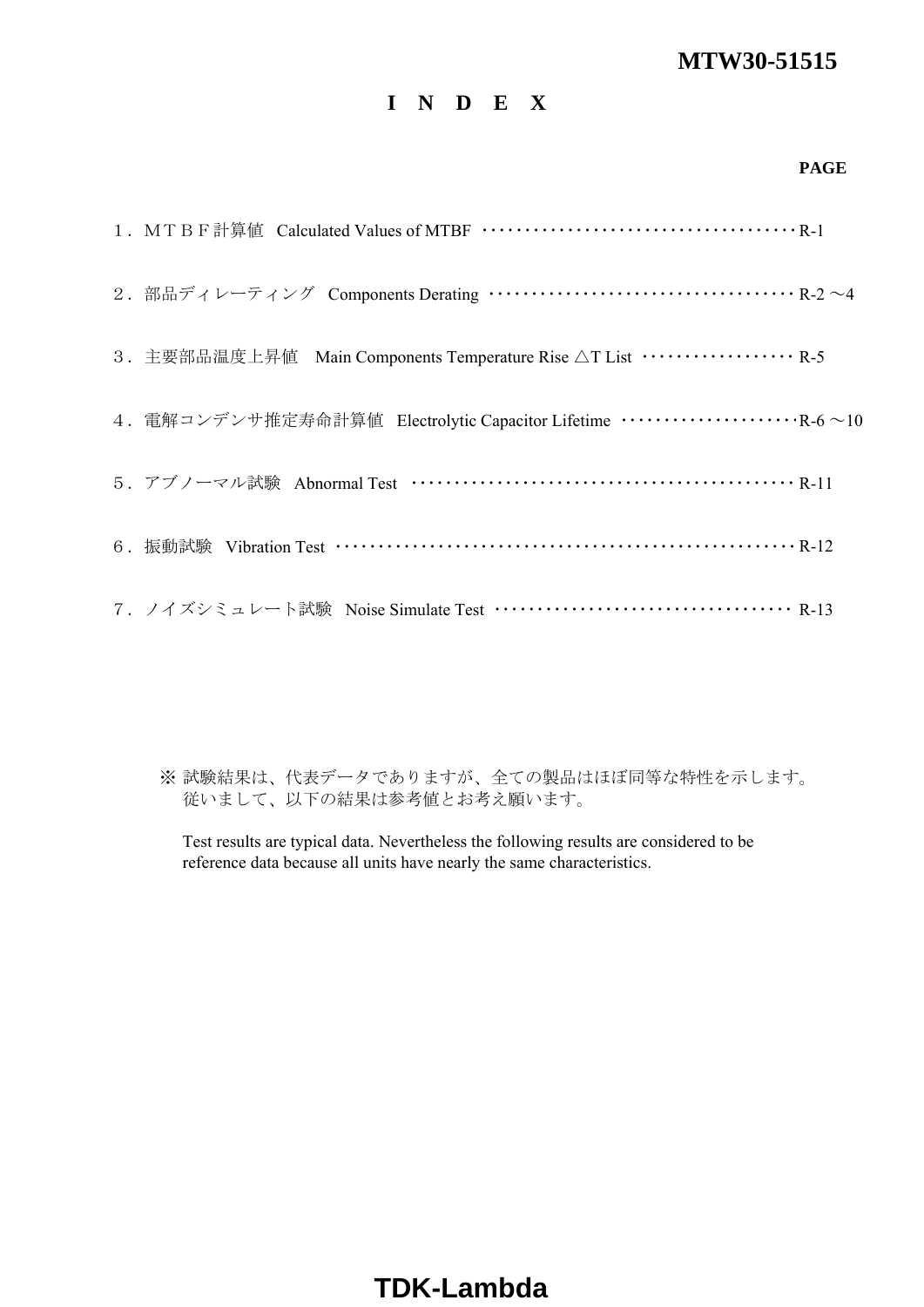MTW30-51515

# I N D E X

| | PAGE |
|---|---|
| １．ＭＴＢＦ計算値　Calculated Values of MTBF | R-1 |
| ２．部品ディレーティング　Components Derating | R-2 ～4 |
| ３．主要部品温度上昇値　Main Components Temperature Rise △T List | R-5 |
| ４．電解コンデンサ推定寿命計算値　Electrolytic Capacitor Lifetime | R-6 ～10 |
| ５．アブノーマル試験　Abnormal Test | R-11 |
| ６．振動試験　Vibration Test | R-12 |
| ７．ノイズシミュレート試験　Noise Simulate Test | R-13 |

※ 試験結果は、代表データでありますが、全ての製品はほぼ同等な特性を示します。
従いまして、以下の結果は参考値とお考え願います。

Test results are typical data. Nevertheless the following results are considered to be reference data because all units have nearly the same characteristics.

TDK-Lambda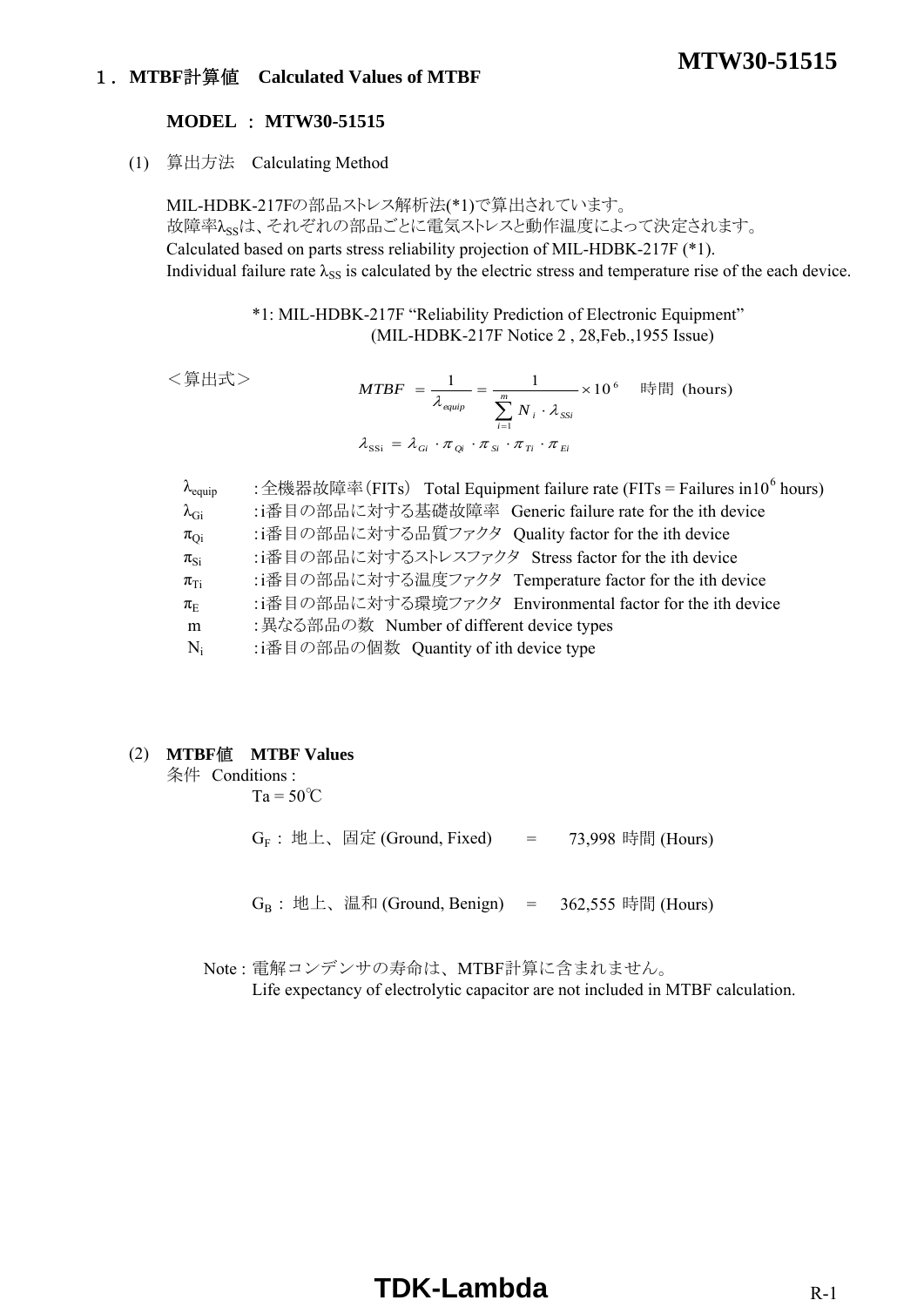## １．MTBF計算値　Calculated Values of MTBF

**MODEL ： MTW30-51515**

(1) 算出方法　Calculating Method

MIL-HDBK-217Fの部品ストレス解析法(*1)で算出されています。
故障率$\lambda_{SS}$は、それぞれの部品ごとに電気ストレスと動作温度によって決定されます。
Calculated based on parts stress reliability projection of MIL-HDBK-217F (*1).
Individual failure rate $\lambda_{SS}$ is calculated by the electric stress and temperature rise of the each device.

*1: MIL-HDBK-217F “Reliability Prediction of Electronic Equipment”
(MIL-HDBK-217F Notice 2 , 28,Feb.,1955 Issue)

＜算出式＞

$$MTBF = \frac{1}{\lambda_{equip}} = \frac{1}{\sum_{i=1}^{m} N_i \cdot \lambda_{SSi}} \times 10^6 \quad \text{時間 (hours)}$$

$$\lambda_{SSi} = \lambda_{Gi} \cdot \pi_{Qi} \cdot \pi_{Si} \cdot \pi_{Ti} \cdot \pi_{Ei}$$

- $\lambda_{equip}$ : 全機器故障率（FITs） Total Equipment failure rate (FITs = Failures in$10^6$ hours)
- $\lambda_{Gi}$ : i番目の部品に対する基礎故障率　Generic failure rate for the ith device
- $\pi_{Qi}$ : i番目の部品に対する品質ファクタ　Quality factor for the ith device
- $\pi_{Si}$ : i番目の部品に対するストレスファクタ　Stress factor for the ith device
- $\pi_{Ti}$ : i番目の部品に対する温度ファクタ　Temperature factor for the ith device
- $\pi_{E}$ : i番目の部品に対する環境ファクタ　Environmental factor for the ith device
- m : 異なる部品の数　Number of different device types
- $N_i$ : i番目の部品の個数　Quantity of ith device type

(2) **MTBF値　MTBF Values**

条件　Conditions :

Ta = 50℃

$G_F$ : 地上、固定 (Ground, Fixed) = 73,998 時間 (Hours)

$G_B$ : 地上、温和 (Ground, Benign) = 362,555 時間 (Hours)

Note : 電解コンデンサの寿命は、MTBF計算に含まれません。
Life expectancy of electrolytic capacitor are not included in MTBF calculation.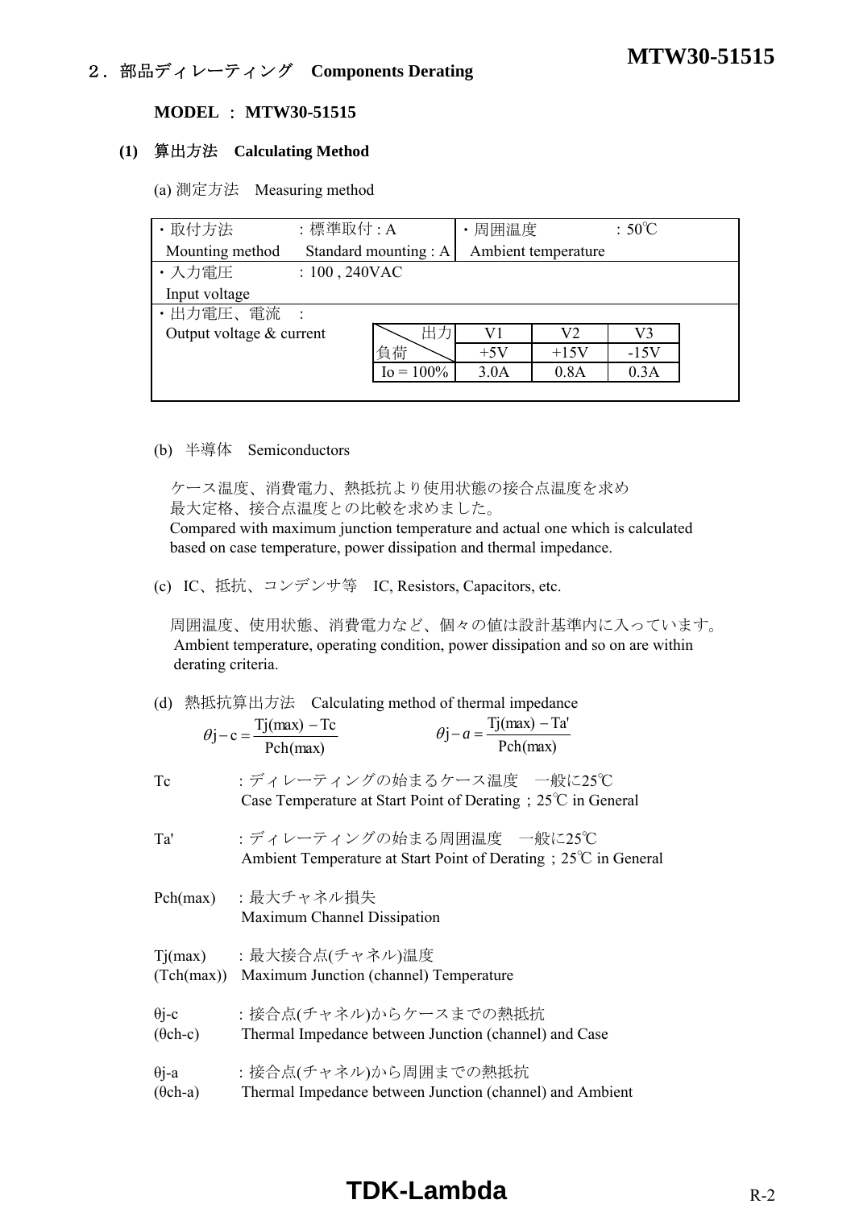## ２．部品ディレーティング　Components Derating

**MODEL ： MTW30-51515**

### (1) 算出方法　Calculating Method

(a) 測定方法　Measuring method

| ・取付方法 Mounting method | ：標準取付 : A Standard mounting : A | ・周囲温度 Ambient temperature | ：50℃ |
|---|---|---|---|
| ・入力電圧 Input voltage | ：100 , 240VAC | | |
| ・出力電圧、電流 Output voltage & current | ： | | |

| 負荷＼出力 | V1 | V2 | V3 |
|---|---|---|---|
| | +5V | +15V | -15V |
| Io = 100% | 3.0A | 0.8A | 0.3A |

(b) 半導体　Semiconductors

ケース温度、消費電力、熱抵抗より使用状態の接合点温度を求め
最大定格、接合点温度との比較を求めました。
Compared with maximum junction temperature and actual one which is calculated based on case temperature, power dissipation and thermal impedance.

(c) IC、抵抗、コンデンサ等　IC, Resistors, Capacitors, etc.

周囲温度、使用状態、消費電力など、個々の値は設計基準内に入っています。
Ambient temperature, operating condition, power dissipation and so on are within derating criteria.

(d) 熱抵抗算出方法　Calculating method of thermal impedance

$$\theta j-c = \frac{Tj(max) - Tc}{Pch(max)} \qquad \theta j-a = \frac{Tj(max) - Ta'}{Pch(max)}$$

Tc　：ディレーティングの始まるケース温度　一般に25℃
Case Temperature at Start Point of Derating；25℃ in General

Ta'　：ディレーティングの始まる周囲温度　一般に25℃
Ambient Temperature at Start Point of Derating；25℃ in General

Pch(max)　：最大チャネル損失
Maximum Channel Dissipation

Tj(max) (Tch(max))　：最大接合点(チャネル)温度
Maximum Junction (channel) Temperature

θj-c (θch-c)　：接合点(チャネル)からケースまでの熱抵抗
Thermal Impedance between Junction (channel) and Case

θj-a (θch-a)　：接合点(チャネル)から周囲までの熱抵抗
Thermal Impedance between Junction (channel) and Ambient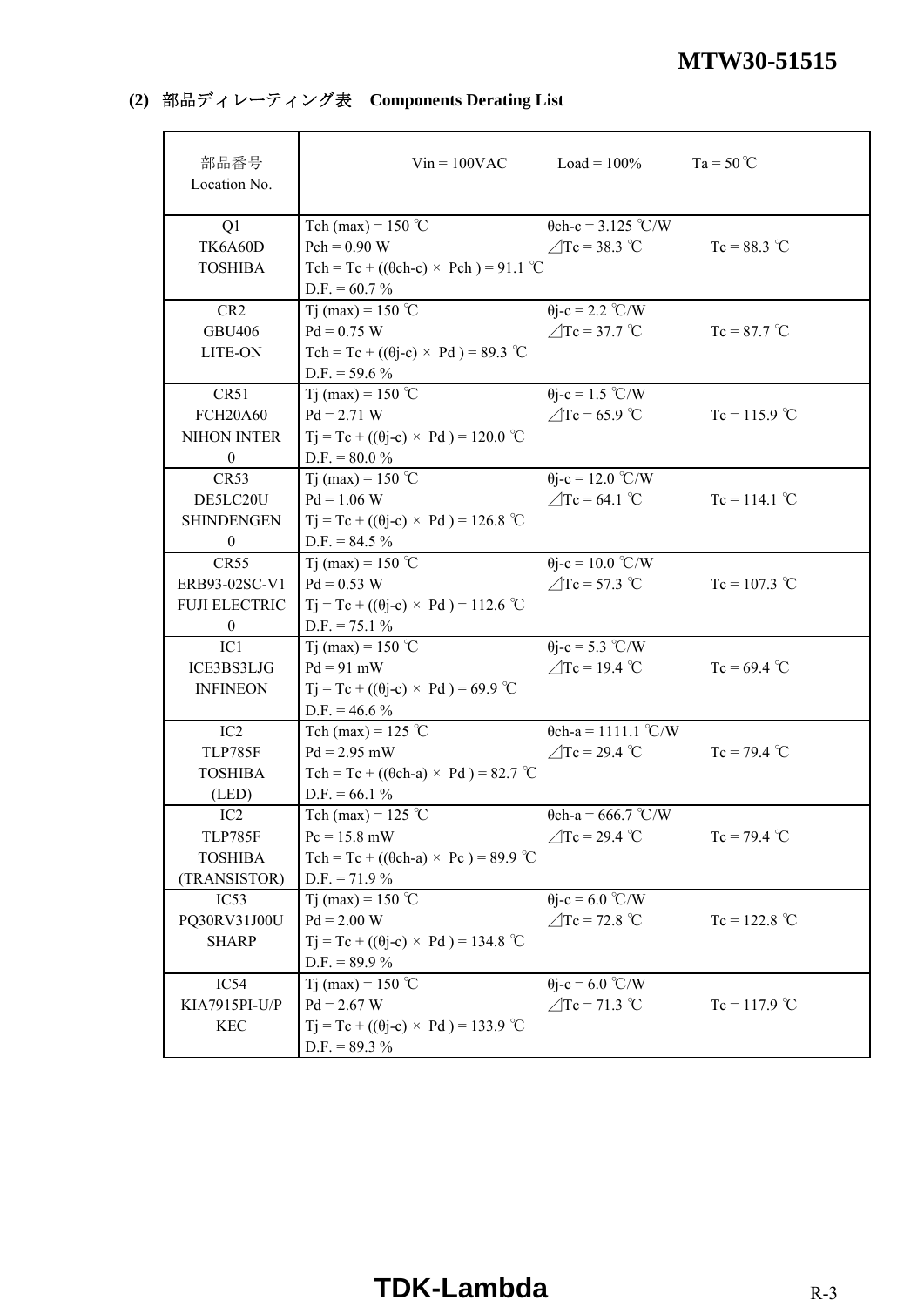## (2) 部品ディレーティング表 Components Derating List

| 部品番号<br>Location No. | Vin = 100VAC　　Load = 100%　　Ta = 50℃ | | |
|---|---|---|---|
| Q1<br>TK6A60D<br>TOSHIBA | Tch (max) = 150 ℃<br>Pch = 0.90 W<br>Tch = Tc + ((θch-c) × Pch ) = 91.1 ℃<br>D.F. = 60.7 % | θch-c = 3.125 ℃/W<br>⊿Tc = 38.3 ℃ | <br>Tc = 88.3 ℃ |
| CR2<br>GBU406<br>LITE-ON | Tj (max) = 150 ℃<br>Pd = 0.75 W<br>Tch = Tc + ((θj-c) × Pd ) = 89.3 ℃<br>D.F. = 59.6 % | θj-c = 2.2 ℃/W<br>⊿Tc = 37.7 ℃ | <br>Tc = 87.7 ℃ |
| CR51<br>FCH20A60<br>NIHON INTER<br>0 | Tj (max) = 150 ℃<br>Pd = 2.71 W<br>Tj = Tc + ((θj-c) × Pd ) = 120.0 ℃<br>D.F. = 80.0 % | θj-c = 1.5 ℃/W<br>⊿Tc = 65.9 ℃ | <br>Tc = 115.9 ℃ |
| CR53<br>DE5LC20U<br>SHINDENGEN<br>0 | Tj (max) = 150 ℃<br>Pd = 1.06 W<br>Tj = Tc + ((θj-c) × Pd ) = 126.8 ℃<br>D.F. = 84.5 % | θj-c = 12.0 ℃/W<br>⊿Tc = 64.1 ℃ | <br>Tc = 114.1 ℃ |
| CR55<br>ERB93-02SC-V1<br>FUJI ELECTRIC<br>0 | Tj (max) = 150 ℃<br>Pd = 0.53 W<br>Tj = Tc + ((θj-c) × Pd ) = 112.6 ℃<br>D.F. = 75.1 % | θj-c = 10.0 ℃/W<br>⊿Tc = 57.3 ℃ | <br>Tc = 107.3 ℃ |
| IC1<br>ICE3BS3LJG<br>INFINEON | Tj (max) = 150 ℃<br>Pd = 91 mW<br>Tj = Tc + ((θj-c) × Pd ) = 69.9 ℃<br>D.F. = 46.6 % | θj-c = 5.3 ℃/W<br>⊿Tc = 19.4 ℃ | <br>Tc = 69.4 ℃ |
| IC2<br>TLP785F<br>TOSHIBA<br>(LED) | Tch (max) = 125 ℃<br>Pd = 2.95 mW<br>Tch = Tc + ((θch-a) × Pd ) = 82.7 ℃<br>D.F. = 66.1 % | θch-a = 1111.1 ℃/W<br>⊿Tc = 29.4 ℃ | <br>Tc = 79.4 ℃ |
| IC2<br>TLP785F<br>TOSHIBA<br>(TRANSISTOR) | Tch (max) = 125 ℃<br>Pc = 15.8 mW<br>Tch = Tc + ((θch-a) × Pc ) = 89.9 ℃<br>D.F. = 71.9 % | θch-a = 666.7 ℃/W<br>⊿Tc = 29.4 ℃ | <br>Tc = 79.4 ℃ |
| IC53<br>PQ30RV31J00U<br>SHARP | Tj (max) = 150 ℃<br>Pd = 2.00 W<br>Tj = Tc + ((θj-c) × Pd ) = 134.8 ℃<br>D.F. = 89.9 % | θj-c = 6.0 ℃/W<br>⊿Tc = 72.8 ℃ | <br>Tc = 122.8 ℃ |
| IC54<br>KIA7915PI-U/P<br>KEC | Tj (max) = 150 ℃<br>Pd = 2.67 W<br>Tj = Tc + ((θj-c) × Pd ) = 133.9 ℃<br>D.F. = 89.3 % | θj-c = 6.0 ℃/W<br>⊿Tc = 71.3 ℃ | <br>Tc = 117.9 ℃ |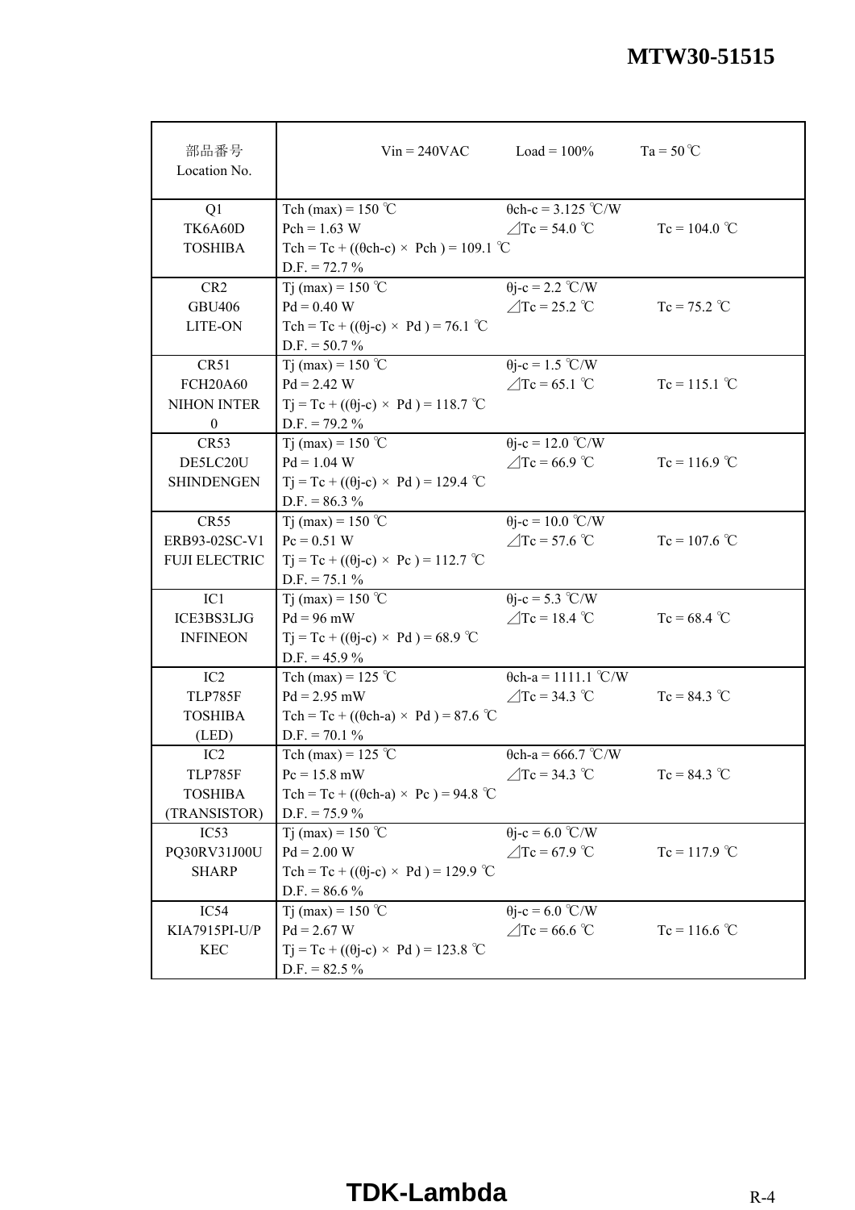| 部品番号<br>Location No. | Vin = 240VAC　　Load = 100%　　Ta = 50 ℃ | | |
|---|---|---|---|
| Q1<br>TK6A60D<br>TOSHIBA | Tch (max) = 150 ℃<br>Pch = 1.63 W<br>Tch = Tc + ((θch-c) × Pch ) = 109.1 ℃<br>D.F. = 72.7 % | θch-c = 3.125 ℃/W<br>⊿Tc = 54.0 ℃ | Tc = 104.0 ℃ |
| CR2<br>GBU406<br>LITE-ON | Tj (max) = 150 ℃<br>Pd = 0.40 W<br>Tch = Tc + ((θj-c) × Pd ) = 76.1 ℃<br>D.F. = 50.7 % | θj-c = 2.2 ℃/W<br>⊿Tc = 25.2 ℃ | Tc = 75.2 ℃ |
| CR51<br>FCH20A60<br>NIHON INTER 0 | Tj (max) = 150 ℃<br>Pd = 2.42 W<br>Tj = Tc + ((θj-c) × Pd ) = 118.7 ℃<br>D.F. = 79.2 % | θj-c = 1.5 ℃/W<br>⊿Tc = 65.1 ℃ | Tc = 115.1 ℃ |
| CR53<br>DE5LC20U<br>SHINDENGEN | Tj (max) = 150 ℃<br>Pd = 1.04 W<br>Tj = Tc + ((θj-c) × Pd ) = 129.4 ℃<br>D.F. = 86.3 % | θj-c = 12.0 ℃/W<br>⊿Tc = 66.9 ℃ | Tc = 116.9 ℃ |
| CR55<br>ERB93-02SC-V1<br>FUJI ELECTRIC | Tj (max) = 150 ℃<br>Pc = 0.51 W<br>Tj = Tc + ((θj-c) × Pc ) = 112.7 ℃<br>D.F. = 75.1 % | θj-c = 10.0 ℃/W<br>⊿Tc = 57.6 ℃ | Tc = 107.6 ℃ |
| IC1<br>ICE3BS3LJG<br>INFINEON | Tj (max) = 150 ℃<br>Pd = 96 mW<br>Tj = Tc + ((θj-c) × Pd ) = 68.9 ℃<br>D.F. = 45.9 % | θj-c = 5.3 ℃/W<br>⊿Tc = 18.4 ℃ | Tc = 68.4 ℃ |
| IC2<br>TLP785F<br>TOSHIBA<br>(LED) | Tch (max) = 125 ℃<br>Pd = 2.95 mW<br>Tch = Tc + ((θch-a) × Pd ) = 87.6 ℃<br>D.F. = 70.1 % | θch-a = 1111.1 ℃/W<br>⊿Tc = 34.3 ℃ | Tc = 84.3 ℃ |
| IC2<br>TLP785F<br>TOSHIBA<br>(TRANSISTOR) | Tch (max) = 125 ℃<br>Pc = 15.8 mW<br>Tch = Tc + ((θch-a) × Pc ) = 94.8 ℃<br>D.F. = 75.9 % | θch-a = 666.7 ℃/W<br>⊿Tc = 34.3 ℃ | Tc = 84.3 ℃ |
| IC53<br>PQ30RV31J00U<br>SHARP | Tj (max) = 150 ℃<br>Pd = 2.00 W<br>Tch = Tc + ((θj-c) × Pd ) = 129.9 ℃<br>D.F. = 86.6 % | θj-c = 6.0 ℃/W<br>⊿Tc = 67.9 ℃ | Tc = 117.9 ℃ |
| IC54<br>KIA7915PI-U/P<br>KEC | Tj (max) = 150 ℃<br>Pd = 2.67 W<br>Tj = Tc + ((θj-c) × Pd ) = 123.8 ℃<br>D.F. = 82.5 % | θj-c = 6.0 ℃/W<br>⊿Tc = 66.6 ℃ | Tc = 116.6 ℃ |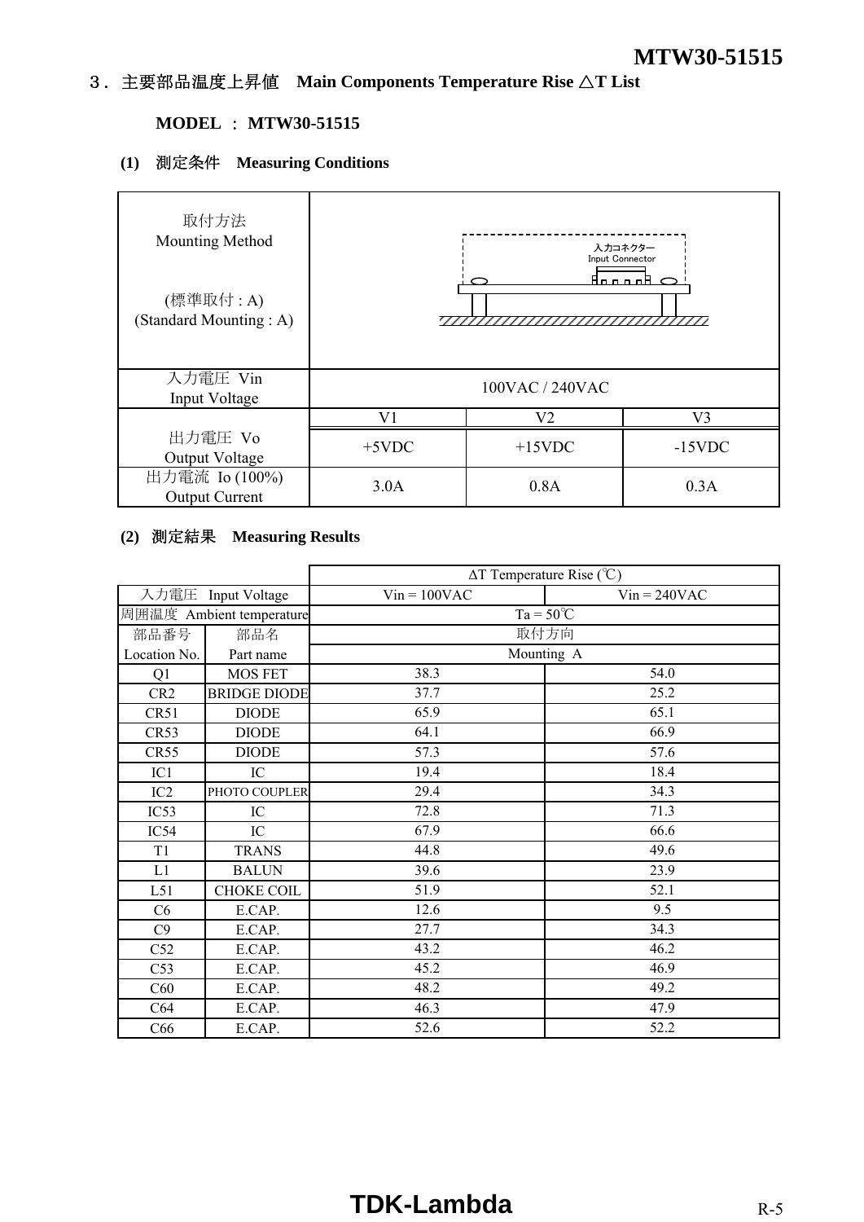## ３．主要部品温度上昇値　Main Components Temperature Rise △T List

**MODEL ： MTW30-51515**

### (1)　測定条件　Measuring Conditions

| | | | |
|---|---|---|---|
| 取付方法<br>Mounting Method<br><br>(標準取付 : A)<br>(Standard Mounting : A) | 入力コネクター<br>Input Connector | | |
| 入力電圧 Vin<br>Input Voltage | 100VAC / 240VAC | | |
| 出力電圧 Vo<br>Output Voltage | V1 | V2 | V3 |
| | +5VDC | +15VDC | -15VDC |
| 出力電流 Io (100%)<br>Output Current | 3.0A | 0.8A | 0.3A |

### (2)　測定結果　Measuring Results

| | | ΔT Temperature Rise (℃) | |
|---|---|---|---|
| 入力電圧 Input Voltage | | Vin = 100VAC | Vin = 240VAC |
| 周囲温度 Ambient temperature | | Ta = 50℃ | |
| 部品番号<br>Location No. | 部品名<br>Part name | 取付方向<br>Mounting A | |
| Q1 | MOS FET | 38.3 | 54.0 |
| CR2 | BRIDGE DIODE | 37.7 | 25.2 |
| CR51 | DIODE | 65.9 | 65.1 |
| CR53 | DIODE | 64.1 | 66.9 |
| CR55 | DIODE | 57.3 | 57.6 |
| IC1 | IC | 19.4 | 18.4 |
| IC2 | PHOTO COUPLER | 29.4 | 34.3 |
| IC53 | IC | 72.8 | 71.3 |
| IC54 | IC | 67.9 | 66.6 |
| T1 | TRANS | 44.8 | 49.6 |
| L1 | BALUN | 39.6 | 23.9 |
| L51 | CHOKE COIL | 51.9 | 52.1 |
| C6 | E.CAP. | 12.6 | 9.5 |
| C9 | E.CAP. | 27.7 | 34.3 |
| C52 | E.CAP. | 43.2 | 46.2 |
| C53 | E.CAP. | 45.2 | 46.9 |
| C60 | E.CAP. | 48.2 | 49.2 |
| C64 | E.CAP. | 46.3 | 47.9 |
| C66 | E.CAP. | 52.6 | 52.2 |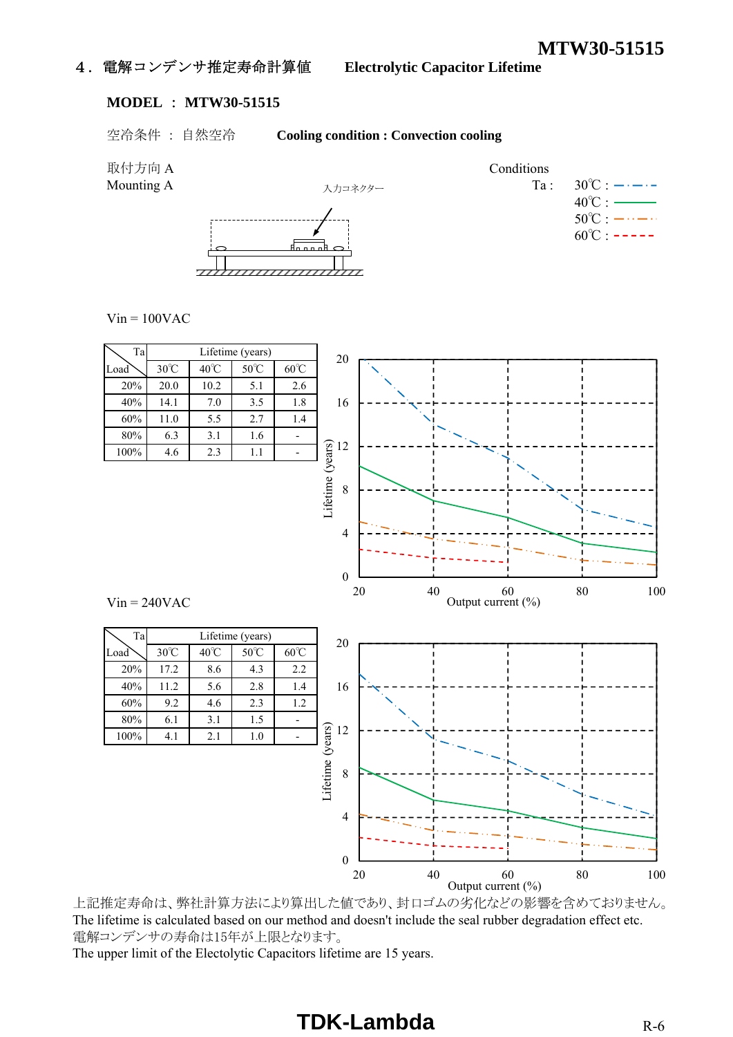## ４．電解コンデンサ推定寿命計算値　Electrolytic Capacitor Lifetime

**MODEL ： MTW30-51515**

空冷条件 ： 自然空冷　**Cooling condition : Convection cooling**

取付方向 A
Mounting A

入力コネクター

Conditions
Ta : 30℃ : 40℃ : 50℃ : 60℃

Vin = 100VAC

| Load \ Ta | Lifetime (years) | | | |
|---|---|---|---|---|
| | 30℃ | 40℃ | 50℃ | 60℃ |
| 20% | 20.0 | 10.2 | 5.1 | 2.6 |
| 40% | 14.1 | 7.0 | 3.5 | 1.8 |
| 60% | 11.0 | 5.5 | 2.7 | 1.4 |
| 80% | 6.3 | 3.1 | 1.6 | - |
| 100% | 4.6 | 2.3 | 1.1 | - |

Lifetime (years) / Output current (%)

Vin = 240VAC

| Load \ Ta | Lifetime (years) | | | |
|---|---|---|---|---|
| | 30℃ | 40℃ | 50℃ | 60℃ |
| 20% | 17.2 | 8.6 | 4.3 | 2.2 |
| 40% | 11.2 | 5.6 | 2.8 | 1.4 |
| 60% | 9.2 | 4.6 | 2.3 | 1.2 |
| 80% | 6.1 | 3.1 | 1.5 | - |
| 100% | 4.1 | 2.1 | 1.0 | - |

Lifetime (years) / Output current (%)

上記推定寿命は、弊社計算方法により算出した値であり、封ロゴムの劣化などの影響を含めておりません。
The lifetime is calculated based on our method and doesn't include the seal rubber degradation effect etc.
電解コンデンサの寿命は15年が上限となります。
The upper limit of the Electolytic Capacitors lifetime are 15 years.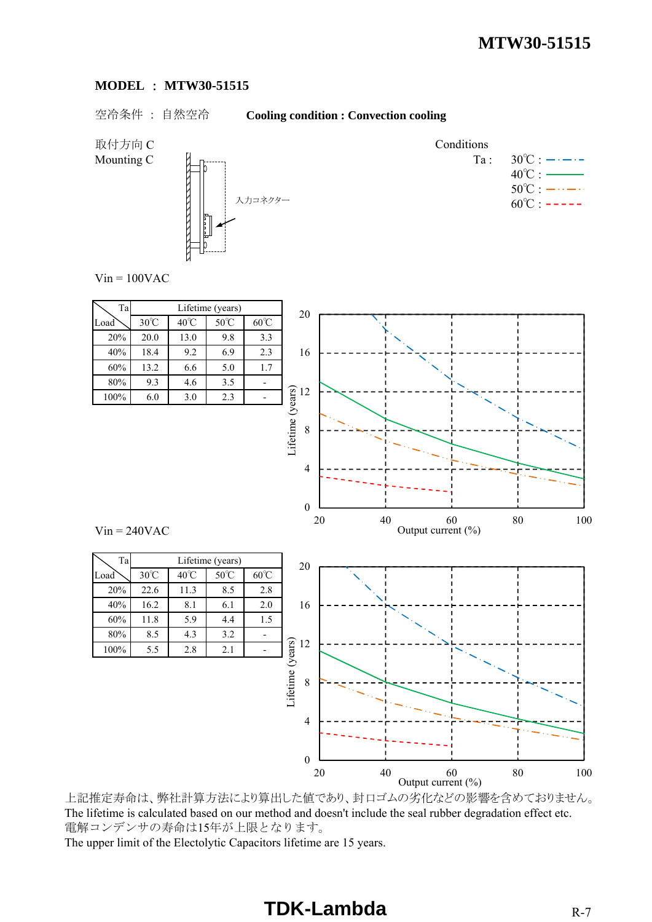**MODEL : MTW30-51515**

空冷条件 ： 自然空冷　　**Cooling condition : Convection cooling**

取付方向 C
Mounting C

入力コネクター

Conditions
Ta : 30℃ / 40℃ / 50℃ / 60℃

Vin = 100VAC

| Load \ Ta | Lifetime (years) | | | |
|---|---|---|---|---|
| | 30℃ | 40℃ | 50℃ | 60℃ |
| 20% | 20.0 | 13.0 | 9.8 | 3.3 |
| 40% | 18.4 | 9.2 | 6.9 | 2.3 |
| 60% | 13.2 | 6.6 | 5.0 | 1.7 |
| 80% | 9.3 | 4.6 | 3.5 | - |
| 100% | 6.0 | 3.0 | 2.3 | - |

Vin = 240VAC

| Load \ Ta | Lifetime (years) | | | |
|---|---|---|---|---|
| | 30℃ | 40℃ | 50℃ | 60℃ |
| 20% | 22.6 | 11.3 | 8.5 | 2.8 |
| 40% | 16.2 | 8.1 | 6.1 | 2.0 |
| 60% | 11.8 | 5.9 | 4.4 | 1.5 |
| 80% | 8.5 | 4.3 | 3.2 | - |
| 100% | 5.5 | 2.8 | 2.1 | - |

上記推定寿命は、弊社計算方法により算出した値であり、封口ゴムの劣化などの影響を含めておりません。
The lifetime is calculated based on our method and doesn't include the seal rubber degradation effect etc.
電解コンデンサの寿命は15年が上限となります。
The upper limit of the Electolytic Capacitors lifetime are 15 years.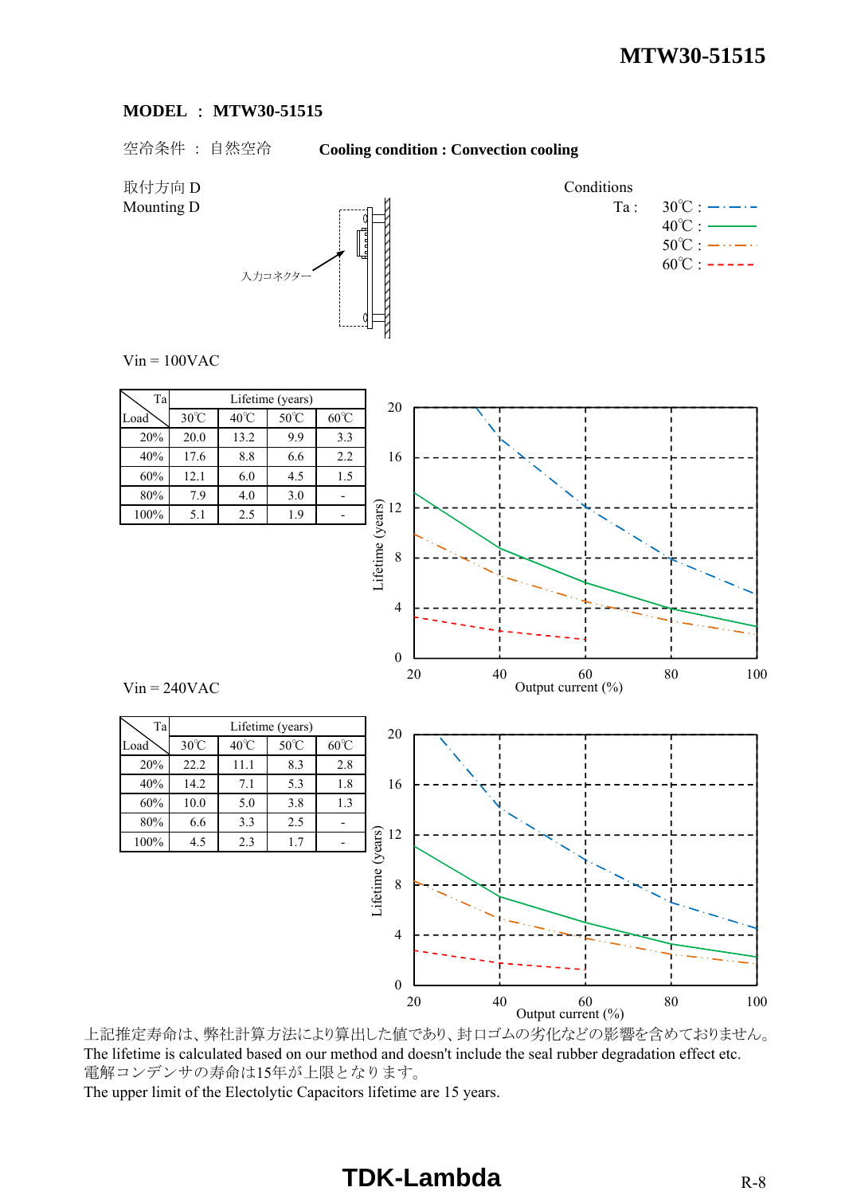**MODEL ： MTW30-51515**

空冷条件 ： 自然空冷　　　**Cooling condition : Convection cooling**

取付方向 D
Mounting D

入力コネクター

Conditions
Ta : 30℃ / 40℃ / 50℃ / 60℃

Vin = 100VAC

| Load \ Ta | Lifetime (years) | | | |
|---|---|---|---|---|
| | 30℃ | 40℃ | 50℃ | 60℃ |
| 20% | 20.0 | 13.2 | 9.9 | 3.3 |
| 40% | 17.6 | 8.8 | 6.6 | 2.2 |
| 60% | 12.1 | 6.0 | 4.5 | 1.5 |
| 80% | 7.9 | 4.0 | 3.0 | - |
| 100% | 5.1 | 2.5 | 1.9 | - |

Vin = 240VAC

| Load \ Ta | Lifetime (years) | | | |
|---|---|---|---|---|
| | 30℃ | 40℃ | 50℃ | 60℃ |
| 20% | 22.2 | 11.1 | 8.3 | 2.8 |
| 40% | 14.2 | 7.1 | 5.3 | 1.8 |
| 60% | 10.0 | 5.0 | 3.8 | 1.3 |
| 80% | 6.6 | 3.3 | 2.5 | - |
| 100% | 4.5 | 2.3 | 1.7 | - |

上記推定寿命は、弊社計算方法により算出した値であり、封口ゴムの劣化などの影響を含めておりません。
The lifetime is calculated based on our method and doesn't include the seal rubber degradation effect etc.
電解コンデンサの寿命は15年が上限となります。
The upper limit of the Electolytic Capacitors lifetime are 15 years.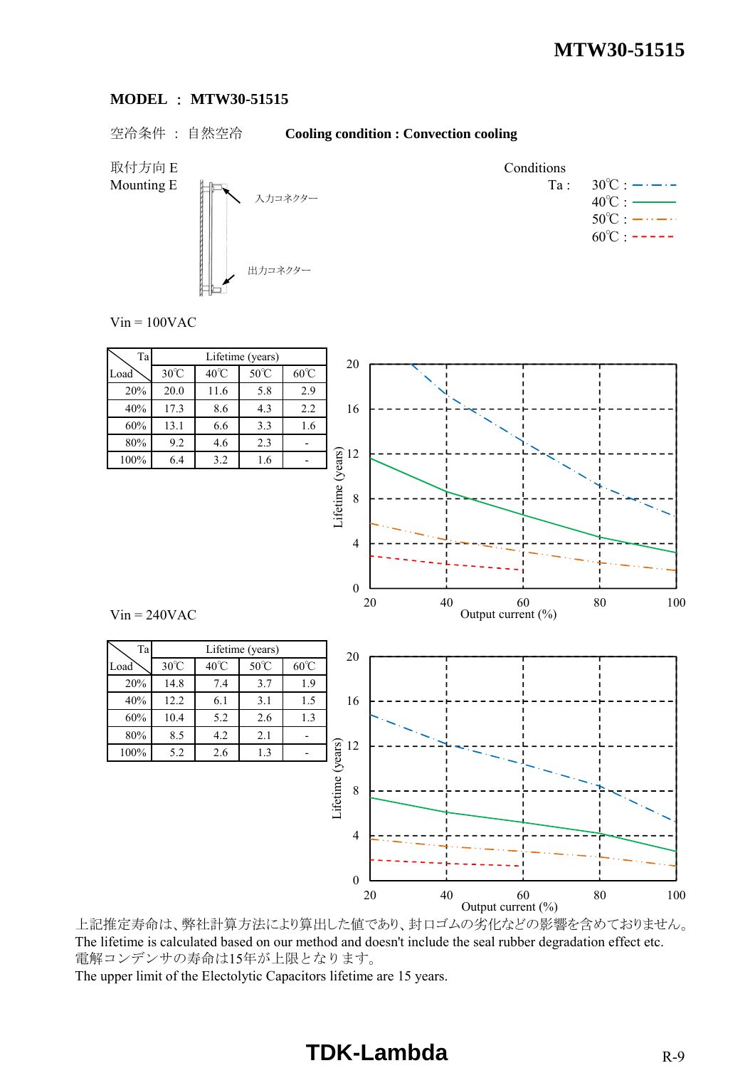**MODEL ： MTW30-51515**

空冷条件 ： 自然空冷　　**Cooling condition : Convection cooling**

取付方向 E
Mounting E

入力コネクター

出力コネクター

Conditions
Ta : 30℃ : 40℃ : 50℃ : 60℃

Vin = 100VAC

| Load \ Ta | Lifetime (years) | | | |
|---|---|---|---|---|
| | 30℃ | 40℃ | 50℃ | 60℃ |
| 20% | 20.0 | 11.6 | 5.8 | 2.9 |
| 40% | 17.3 | 8.6 | 4.3 | 2.2 |
| 60% | 13.1 | 6.6 | 3.3 | 1.6 |
| 80% | 9.2 | 4.6 | 2.3 | - |
| 100% | 6.4 | 3.2 | 1.6 | - |

Lifetime (years) / Output current (%)

Vin = 240VAC

| Load \ Ta | Lifetime (years) | | | |
|---|---|---|---|---|
| | 30℃ | 40℃ | 50℃ | 60℃ |
| 20% | 14.8 | 7.4 | 3.7 | 1.9 |
| 40% | 12.2 | 6.1 | 3.1 | 1.5 |
| 60% | 10.4 | 5.2 | 2.6 | 1.3 |
| 80% | 8.5 | 4.2 | 2.1 | - |
| 100% | 5.2 | 2.6 | 1.3 | - |

Lifetime (years) / Output current (%)

上記推定寿命は、弊社計算方法により算出した値であり、封口ゴムの劣化などの影響を含めておりません。
The lifetime is calculated based on our method and doesn't include the seal rubber degradation effect etc.
電解コンデンサの寿命は15年が上限となります。
The upper limit of the Electolytic Capacitors lifetime are 15 years.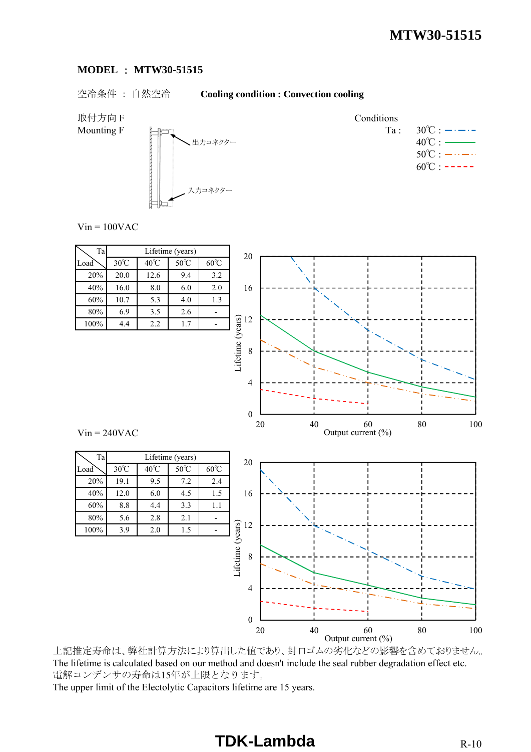**MODEL ： MTW30-51515**

空冷条件 ： 自然空冷　　**Cooling condition : Convection cooling**

取付方向 F
Mounting F

出力コネクター

入力コネクター

Conditions
Ta : 30℃ / 40℃ / 50℃ / 60℃

Vin = 100VAC

| Load \ Ta | Lifetime (years) | | | |
|---|---|---|---|---|
| | 30℃ | 40℃ | 50℃ | 60℃ |
| 20% | 20.0 | 12.6 | 9.4 | 3.2 |
| 40% | 16.0 | 8.0 | 6.0 | 2.0 |
| 60% | 10.7 | 5.3 | 4.0 | 1.3 |
| 80% | 6.9 | 3.5 | 2.6 | - |
| 100% | 4.4 | 2.2 | 1.7 | - |

Vin = 240VAC

| Load \ Ta | Lifetime (years) | | | |
|---|---|---|---|---|
| | 30℃ | 40℃ | 50℃ | 60℃ |
| 20% | 19.1 | 9.5 | 7.2 | 2.4 |
| 40% | 12.0 | 6.0 | 4.5 | 1.5 |
| 60% | 8.8 | 4.4 | 3.3 | 1.1 |
| 80% | 5.6 | 2.8 | 2.1 | - |
| 100% | 3.9 | 2.0 | 1.5 | - |

上記推定寿命は、弊社計算方法により算出した値であり、封口ゴムの劣化などの影響を含めておりません。
The lifetime is calculated based on our method and doesn't include the seal rubber degradation effect etc.
電解コンデンサの寿命は15年が上限となります。
The upper limit of the Electolytic Capacitors lifetime are 15 years.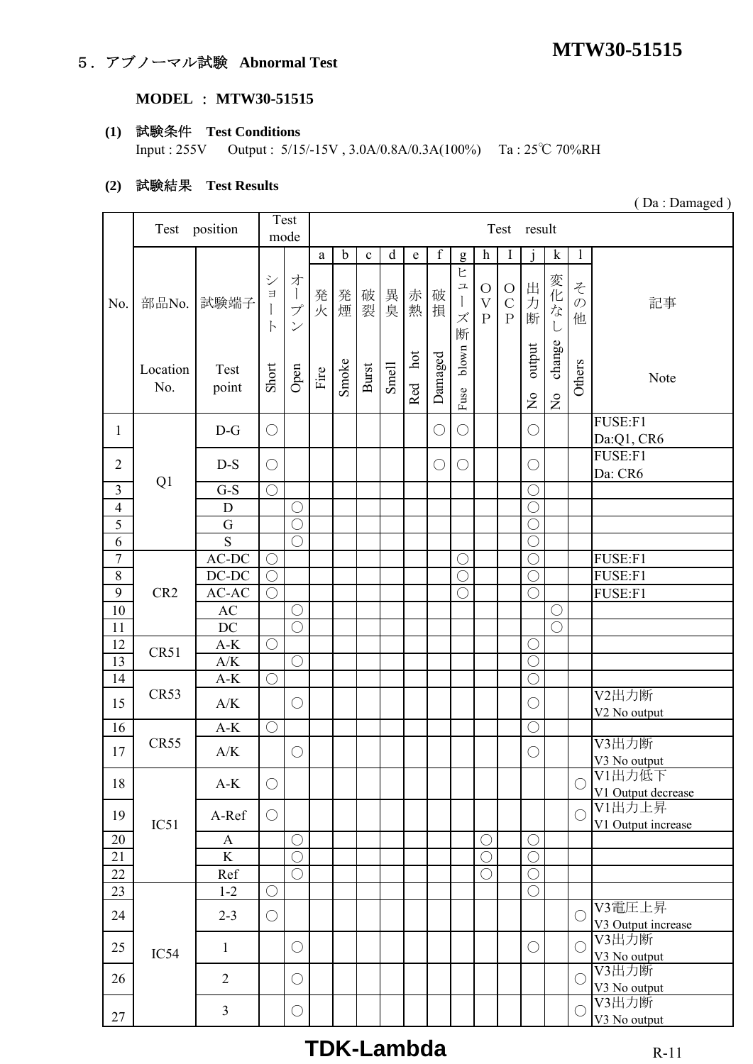## ５．アブノーマル試験　Abnormal Test

**MODEL ： MTW30-51515**

**(1)　試験条件　Test Conditions**

Input : 255V　　Output : 5/15/-15V , 3.0A/0.8A/0.3A(100%)　　Ta : 25℃ 70%RH

**(2)　試験結果　Test Results**

( Da : Damaged )

| No. | Test position | | Test mode | | Test result | | | | | | | | | | | | |
|---|---|---|---|---|---|---|---|---|---|---|---|---|---|---|---|---|---|
| | | | | | a | b | c | d | e | f | g | h | I | j | k | l | |
| | 部品No. Location No. | 試験端子 Test point | ショート Short | オープン Open | 発火 Fire | 発煙 Smoke | 破裂 Burst | 異臭 Smell | 赤熱 Red hot | 破損 Damaged | ヒューズ断 Fuse blown | OVP | OCP | 出力断 No output | 変化なし No change | その他 Others | 記事 Note |
| 1 | Q1 | D-G | ○ | | | | | | | ○ | ○ | | | ○ | | | FUSE:F1 Da:Q1, CR6 |
| 2 | | D-S | ○ | | | | | | | ○ | ○ | | | ○ | | | FUSE:F1 Da: CR6 |
| 3 | | G-S | ○ | | | | | | | | | | | ○ | | | |
| 4 | | D | | ○ | | | | | | | | | | ○ | | | |
| 5 | | G | | ○ | | | | | | | | | | ○ | | | |
| 6 | | S | | ○ | | | | | | | | | | ○ | | | |
| 7 | CR2 | AC-DC | ○ | | | | | | | | ○ | | | ○ | | | FUSE:F1 |
| 8 | | DC-DC | ○ | | | | | | | | ○ | | | ○ | | | FUSE:F1 |
| 9 | | AC-AC | ○ | | | | | | | | ○ | | | ○ | | | FUSE:F1 |
| 10 | | AC | | ○ | | | | | | | | | | | ○ | | |
| 11 | | DC | | ○ | | | | | | | | | | | ○ | | |
| 12 | CR51 | A-K | ○ | | | | | | | | | | | ○ | | | |
| 13 | | A/K | | ○ | | | | | | | | | | ○ | | | |
| 14 | CR53 | A-K | ○ | | | | | | | | | | | ○ | | | |
| 15 | | A/K | | ○ | | | | | | | | | | ○ | | | V2出力断 V2 No output |
| 16 | CR55 | A-K | ○ | | | | | | | | | | | ○ | | | |
| 17 | | A/K | | ○ | | | | | | | | | | ○ | | | V3出力断 V3 No output |
| 18 | IC51 | A-K | ○ | | | | | | | | | | | | | ○ | V1出力低下 V1 Output decrease |
| 19 | | A-Ref | ○ | | | | | | | | | | | | | ○ | V1出力上昇 V1 Output increase |
| 20 | | A | | ○ | | | | | | | | ○ | | ○ | | | |
| 21 | | K | | ○ | | | | | | | | ○ | | ○ | | | |
| 22 | | Ref | | ○ | | | | | | | | ○ | | ○ | | | |
| 23 | IC54 | 1-2 | ○ | | | | | | | | | | | ○ | | | |
| 24 | | 2-3 | ○ | | | | | | | | | | | | | ○ | V3電圧上昇 V3 Output increase |
| 25 | | 1 | | ○ | | | | | | | | | | ○ | | ○ | V3出力断 V3 No output |
| 26 | | 2 | | ○ | | | | | | | | | | | | ○ | V3出力断 V3 No output |
| 27 | | 3 | | ○ | | | | | | | | | | | | ○ | V3出力断 V3 No output |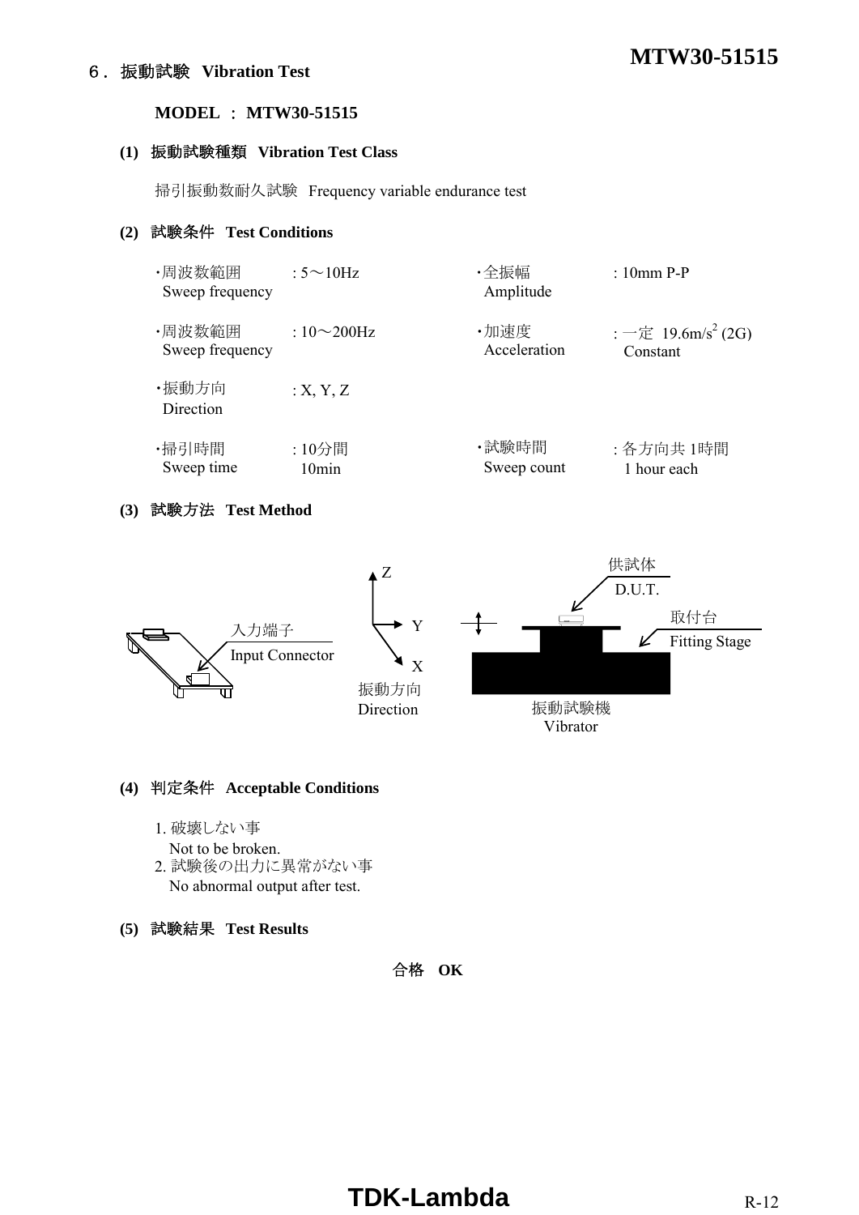## ６． 振動試験 Vibration Test

**MODEL ： MTW30-51515**

**(1) 振動試験種類 Vibration Test Class**

掃引振動数耐久試験 Frequency variable endurance test

**(2) 試験条件 Test Conditions**

| | | | |
|---|---|---|---|
| ・周波数範囲 Sweep frequency | : 5～10Hz | ・全振幅 Amplitude | : 10mm P-P |
| ・周波数範囲 Sweep frequency | : 10～200Hz | ・加速度 Acceleration | : 一定 19.6m/s$^2$ (2G) Constant |
| ・振動方向 Direction | : X, Y, Z | | |
| ・掃引時間 Sweep time | : 10分間 10min | ・試験時間 Sweep count | : 各方向共 1時間 1 hour each |

**(3) 試験方法 Test Method**

入力端子 Input Connector

Z Y X 振動方向 Direction

供試体 D.U.T.

取付台 Fitting Stage

振動試験機 Vibrator

**(4) 判定条件 Acceptable Conditions**

1. 破壊しない事
   Not to be broken.
2. 試験後の出力に異常がない事
   No abnormal output after test.

**(5) 試験結果 Test Results**

合格 **OK**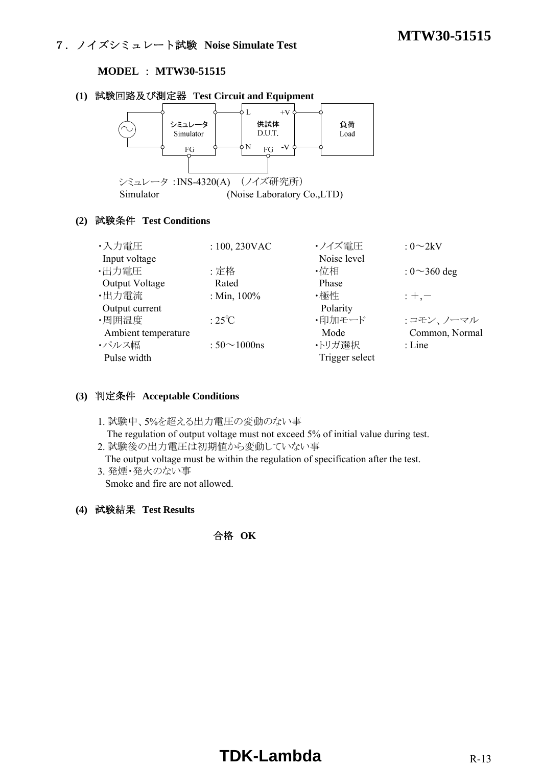## ７．ノイズシミュレート試験 Noise Simulate Test

**MODEL ： MTW30-51515**

**(1) 試験回路及び測定器 Test Circuit and Equipment**

シミュレータ
Simulator

供試体
D.U.T.

負荷
Load

L
N
FG
+V
-V

シミュレータ : INS-4320(A) （ノイズ研究所）
Simulator (Noise Laboratory Co.,LTD)

**(2) 試験条件 Test Conditions**

| | | | |
|---|---|---|---|
| ・入力電圧 Input voltage | : 100, 230VAC | ・ノイズ電圧 Noise level | : 0～2kV |
| ・出力電圧 Output Voltage | : 定格 Rated | ・位相 Phase | : 0～360 deg |
| ・出力電流 Output current | : Min, 100% | ・極性 Polarity | : ＋,－ |
| ・周囲温度 Ambient temperature | : 25℃ | ・印加モード Mode | : コモン、ノーマル Common, Normal |
| ・パルス幅 Pulse width | : 50～1000ns | ・トリガ選択 Trigger select | : Line |

**(3) 判定条件 Acceptable Conditions**

1. 試験中、5%を超える出力電圧の変動のない事
   The regulation of output voltage must not exceed 5% of initial value during test.
2. 試験後の出力電圧は初期値から変動していない事
   The output voltage must be within the regulation of specification after the test.
3. 発煙・発火のない事
   Smoke and fire are not allowed.

**(4) 試験結果 Test Results**

合格 **OK**